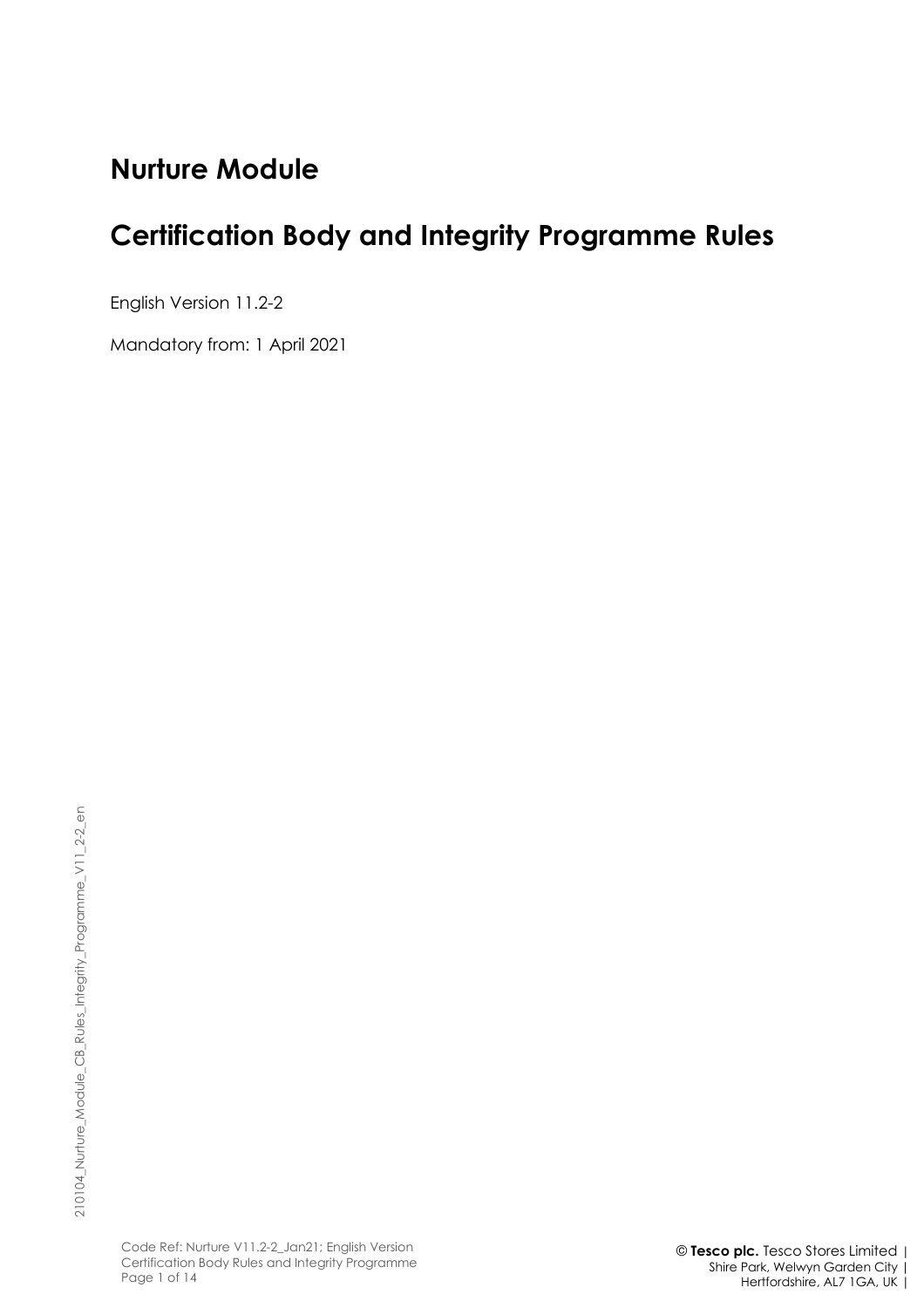# Nurture Module

# Certification Body and Integrity Programme Rules

English Version 11.2-2

Mandatory from: 1 April 2021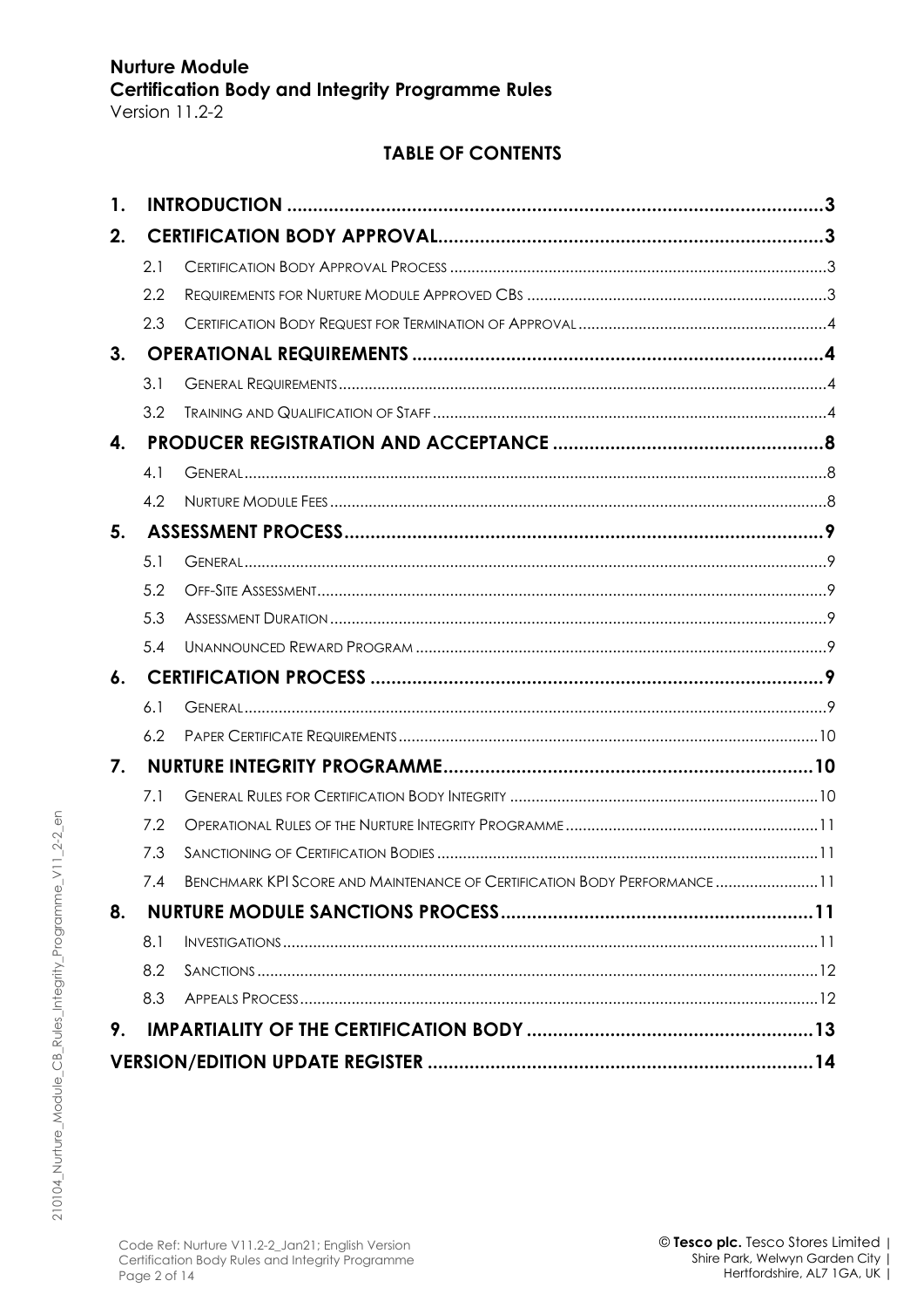**Nurture Module**
**Certification Body and Integrity Programme Rules**
Version 11.2-2

## TABLE OF CONTENTS

| | | |
|---|---|---|
| **1.** | **INTRODUCTION** | **3** |
| **2.** | **CERTIFICATION BODY APPROVAL** | **3** |
| 2.1 | Certification Body Approval Process | 3 |
| 2.2 | Requirements for Nurture Module Approved CBs | 3 |
| 2.3 | Certification Body Request for Termination of Approval | 4 |
| **3.** | **OPERATIONAL REQUIREMENTS** | **4** |
| 3.1 | General Requirements | 4 |
| 3.2 | Training and Qualification of Staff | 4 |
| **4.** | **PRODUCER REGISTRATION AND ACCEPTANCE** | **8** |
| 4.1 | General | 8 |
| 4.2 | Nurture Module Fees | 8 |
| **5.** | **ASSESSMENT PROCESS** | **9** |
| 5.1 | General | 9 |
| 5.2 | Off-Site Assessment | 9 |
| 5.3 | Assessment Duration | 9 |
| 5.4 | Unannounced Reward Program | 9 |
| **6.** | **CERTIFICATION PROCESS** | **9** |
| 6.1 | General | 9 |
| 6.2 | Paper Certificate Requirements | 10 |
| **7.** | **NURTURE INTEGRITY PROGRAMME** | **10** |
| 7.1 | General Rules for Certification Body Integrity | 10 |
| 7.2 | Operational Rules of the Nurture Integrity Programme | 11 |
| 7.3 | Sanctioning of Certification Bodies | 11 |
| 7.4 | Benchmark KPI Score and Maintenance of Certification Body Performance | 11 |
| **8.** | **NURTURE MODULE SANCTIONS PROCESS** | **11** |
| 8.1 | Investigations | 11 |
| 8.2 | Sanctions | 12 |
| 8.3 | Appeals Process | 12 |
| **9.** | **IMPARTIALITY OF THE CERTIFICATION BODY** | **13** |
| | **VERSION/EDITION UPDATE REGISTER** | **14** |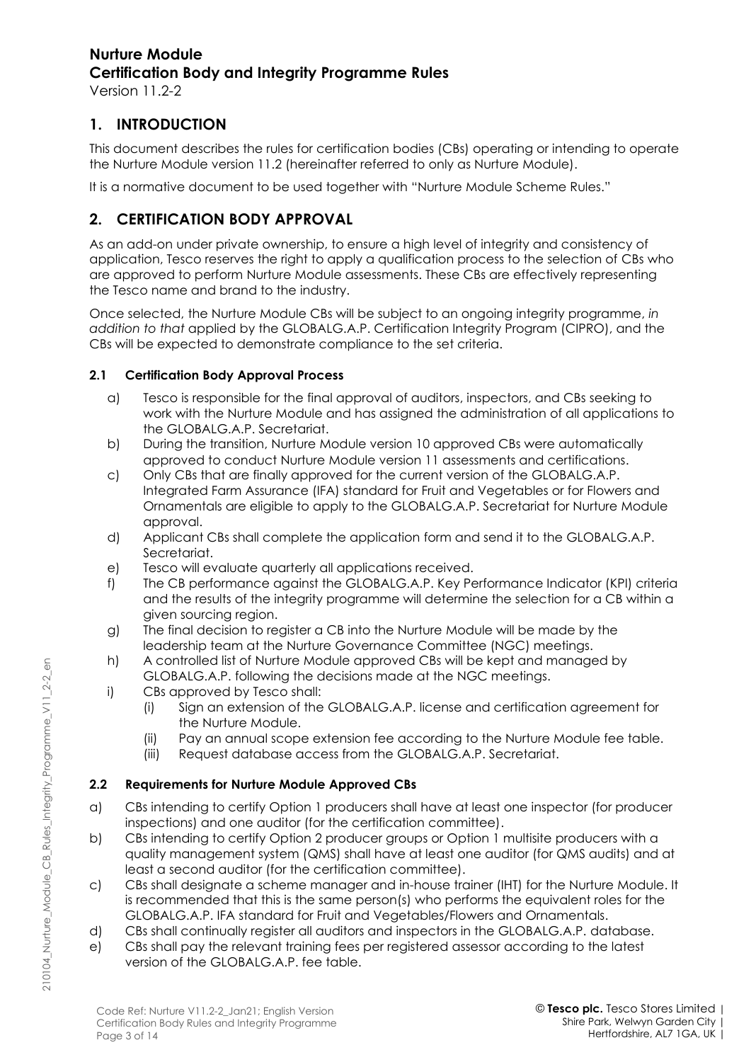# Nurture Module
# Certification Body and Integrity Programme Rules

Version 11.2-2

## 1. INTRODUCTION

This document describes the rules for certification bodies (CBs) operating or intending to operate the Nurture Module version 11.2 (hereinafter referred to only as Nurture Module).

It is a normative document to be used together with "Nurture Module Scheme Rules."

## 2. CERTIFICATION BODY APPROVAL

As an add-on under private ownership, to ensure a high level of integrity and consistency of application, Tesco reserves the right to apply a qualification process to the selection of CBs who are approved to perform Nurture Module assessments. These CBs are effectively representing the Tesco name and brand to the industry.

Once selected, the Nurture Module CBs will be subject to an ongoing integrity programme, *in addition to that* applied by the GLOBALG.A.P. Certification Integrity Program (CIPRO), and the CBs will be expected to demonstrate compliance to the set criteria.

### 2.1 Certification Body Approval Process

a) Tesco is responsible for the final approval of auditors, inspectors, and CBs seeking to work with the Nurture Module and has assigned the administration of all applications to the GLOBALG.A.P. Secretariat.

b) During the transition, Nurture Module version 10 approved CBs were automatically approved to conduct Nurture Module version 11 assessments and certifications.

c) Only CBs that are finally approved for the current version of the GLOBALG.A.P. Integrated Farm Assurance (IFA) standard for Fruit and Vegetables or for Flowers and Ornamentals are eligible to apply to the GLOBALG.A.P. Secretariat for Nurture Module approval.

d) Applicant CBs shall complete the application form and send it to the GLOBALG.A.P. Secretariat.

e) Tesco will evaluate quarterly all applications received.

f) The CB performance against the GLOBALG.A.P. Key Performance Indicator (KPI) criteria and the results of the integrity programme will determine the selection for a CB within a given sourcing region.

g) The final decision to register a CB into the Nurture Module will be made by the leadership team at the Nurture Governance Committee (NGC) meetings.

h) A controlled list of Nurture Module approved CBs will be kept and managed by GLOBALG.A.P. following the decisions made at the NGC meetings.

i) CBs approved by Tesco shall:
   (i) Sign an extension of the GLOBALG.A.P. license and certification agreement for the Nurture Module.
   (ii) Pay an annual scope extension fee according to the Nurture Module fee table.
   (iii) Request database access from the GLOBALG.A.P. Secretariat.

### 2.2 Requirements for Nurture Module Approved CBs

a) CBs intending to certify Option 1 producers shall have at least one inspector (for producer inspections) and one auditor (for the certification committee).

b) CBs intending to certify Option 2 producer groups or Option 1 multisite producers with a quality management system (QMS) shall have at least one auditor (for QMS audits) and at least a second auditor (for the certification committee).

c) CBs shall designate a scheme manager and in-house trainer (IHT) for the Nurture Module. It is recommended that this is the same person(s) who performs the equivalent roles for the GLOBALG.A.P. IFA standard for Fruit and Vegetables/Flowers and Ornamentals.

d) CBs shall continually register all auditors and inspectors in the GLOBALG.A.P. database.

e) CBs shall pay the relevant training fees per registered assessor according to the latest version of the GLOBALG.A.P. fee table.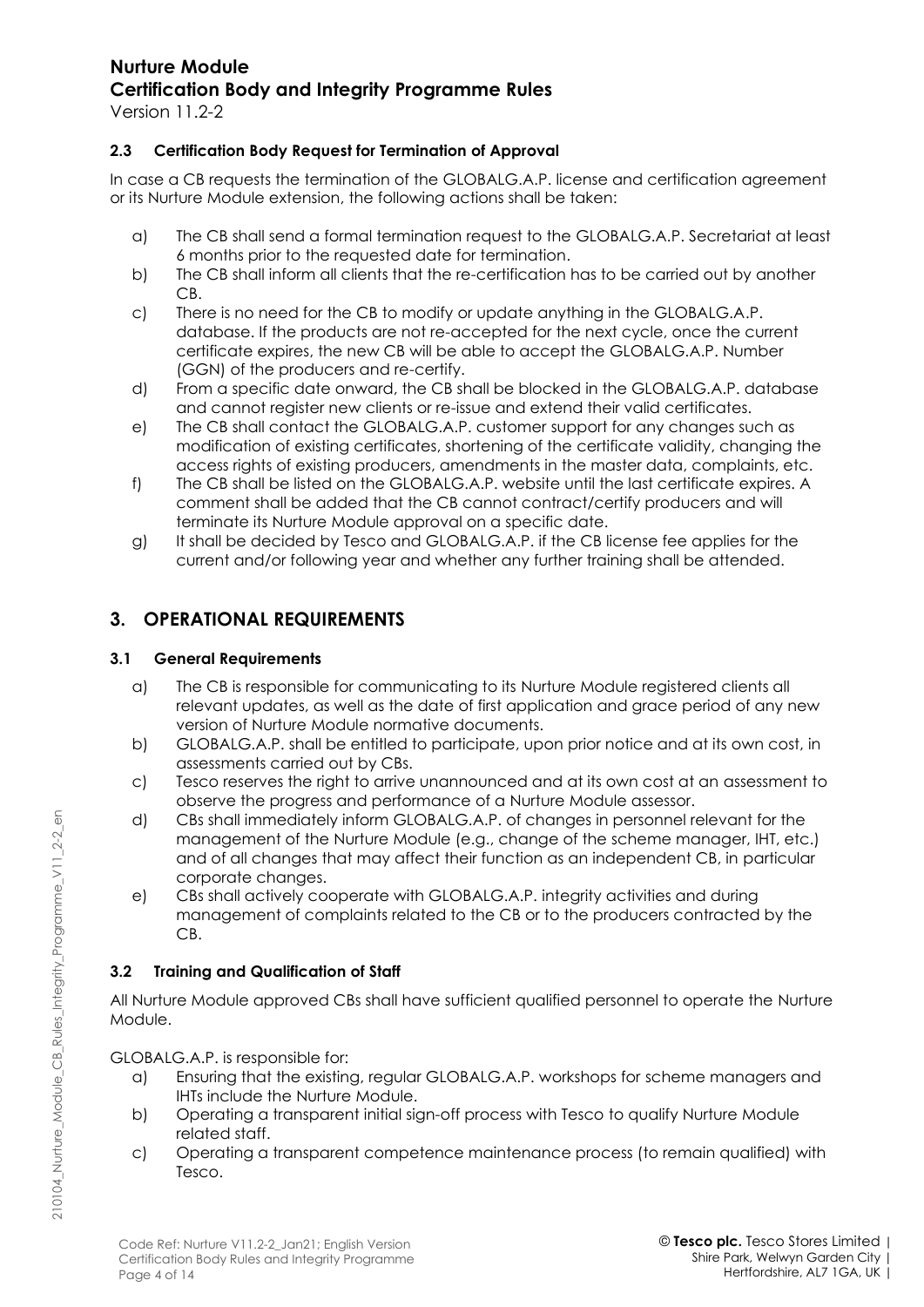### 2.3 Certification Body Request for Termination of Approval

In case a CB requests the termination of the GLOBALG.A.P. license and certification agreement or its Nurture Module extension, the following actions shall be taken:

a) The CB shall send a formal termination request to the GLOBALG.A.P. Secretariat at least 6 months prior to the requested date for termination.
b) The CB shall inform all clients that the re-certification has to be carried out by another CB.
c) There is no need for the CB to modify or update anything in the GLOBALG.A.P. database. If the products are not re-accepted for the next cycle, once the current certificate expires, the new CB will be able to accept the GLOBALG.A.P. Number (GGN) of the producers and re-certify.
d) From a specific date onward, the CB shall be blocked in the GLOBALG.A.P. database and cannot register new clients or re-issue and extend their valid certificates.
e) The CB shall contact the GLOBALG.A.P. customer support for any changes such as modification of existing certificates, shortening of the certificate validity, changing the access rights of existing producers, amendments in the master data, complaints, etc.
f) The CB shall be listed on the GLOBALG.A.P. website until the last certificate expires. A comment shall be added that the CB cannot contract/certify producers and will terminate its Nurture Module approval on a specific date.
g) It shall be decided by Tesco and GLOBALG.A.P. if the CB license fee applies for the current and/or following year and whether any further training shall be attended.

## 3. OPERATIONAL REQUIREMENTS

### 3.1 General Requirements

a) The CB is responsible for communicating to its Nurture Module registered clients all relevant updates, as well as the date of first application and grace period of any new version of Nurture Module normative documents.
b) GLOBALG.A.P. shall be entitled to participate, upon prior notice and at its own cost, in assessments carried out by CBs.
c) Tesco reserves the right to arrive unannounced and at its own cost at an assessment to observe the progress and performance of a Nurture Module assessor.
d) CBs shall immediately inform GLOBALG.A.P. of changes in personnel relevant for the management of the Nurture Module (e.g., change of the scheme manager, IHT, etc.) and of all changes that may affect their function as an independent CB, in particular corporate changes.
e) CBs shall actively cooperate with GLOBALG.A.P. integrity activities and during management of complaints related to the CB or to the producers contracted by the CB.

### 3.2 Training and Qualification of Staff

All Nurture Module approved CBs shall have sufficient qualified personnel to operate the Nurture Module.

GLOBALG.A.P. is responsible for:

a) Ensuring that the existing, regular GLOBALG.A.P. workshops for scheme managers and IHTs include the Nurture Module.
b) Operating a transparent initial sign-off process with Tesco to qualify Nurture Module related staff.
c) Operating a transparent competence maintenance process (to remain qualified) with Tesco.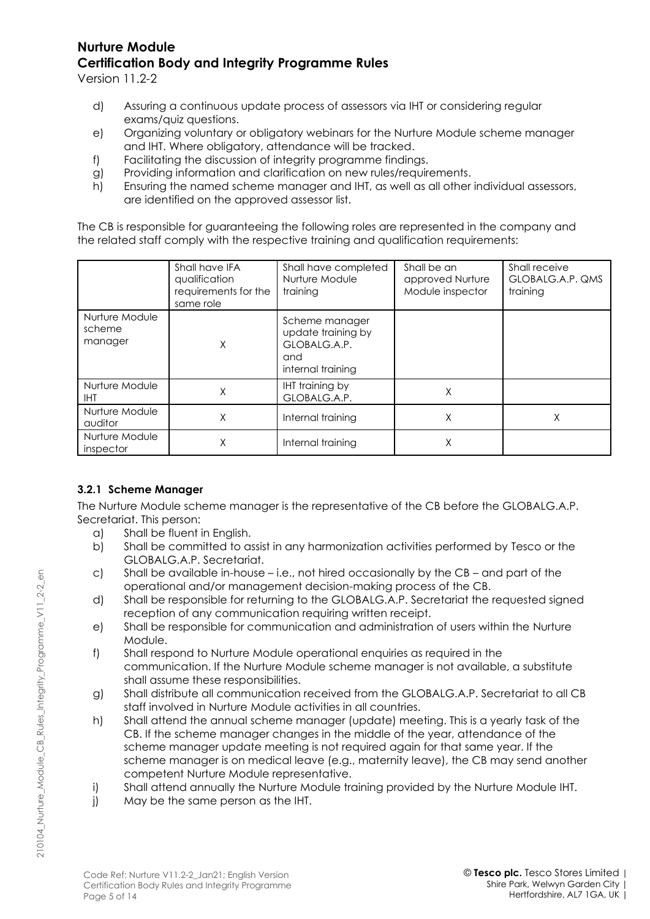d) Assuring a continuous update process of assessors via IHT or considering regular exams/quiz questions.
e) Organizing voluntary or obligatory webinars for the Nurture Module scheme manager and IHT. Where obligatory, attendance will be tracked.
f) Facilitating the discussion of integrity programme findings.
g) Providing information and clarification on new rules/requirements.
h) Ensuring the named scheme manager and IHT, as well as all other individual assessors, are identified on the approved assessor list.

The CB is responsible for guaranteeing the following roles are represented in the company and the related staff comply with the respective training and qualification requirements:

| | Shall have IFA qualification requirements for the same role | Shall have completed Nurture Module training | Shall be an approved Nurture Module inspector | Shall receive GLOBALG.A.P. QMS training |
|---|---|---|---|---|
| Nurture Module scheme manager | X | Scheme manager update training by GLOBALG.A.P. and internal training | | |
| Nurture Module IHT | X | IHT training by GLOBALG.A.P. | X | |
| Nurture Module auditor | X | Internal training | X | X |
| Nurture Module inspector | X | Internal training | X | |

### 3.2.1 Scheme Manager

The Nurture Module scheme manager is the representative of the CB before the GLOBALG.A.P. Secretariat. This person:

a) Shall be fluent in English.
b) Shall be committed to assist in any harmonization activities performed by Tesco or the GLOBALG.A.P. Secretariat.
c) Shall be available in-house – i.e., not hired occasionally by the CB – and part of the operational and/or management decision-making process of the CB.
d) Shall be responsible for returning to the GLOBALG.A.P. Secretariat the requested signed reception of any communication requiring written receipt.
e) Shall be responsible for communication and administration of users within the Nurture Module.
f) Shall respond to Nurture Module operational enquiries as required in the communication. If the Nurture Module scheme manager is not available, a substitute shall assume these responsibilities.
g) Shall distribute all communication received from the GLOBALG.A.P. Secretariat to all CB staff involved in Nurture Module activities in all countries.
h) Shall attend the annual scheme manager (update) meeting. This is a yearly task of the CB. If the scheme manager changes in the middle of the year, attendance of the scheme manager update meeting is not required again for that same year. If the scheme manager is on medical leave (e.g., maternity leave), the CB may send another competent Nurture Module representative.
i) Shall attend annually the Nurture Module training provided by the Nurture Module IHT.
j) May be the same person as the IHT.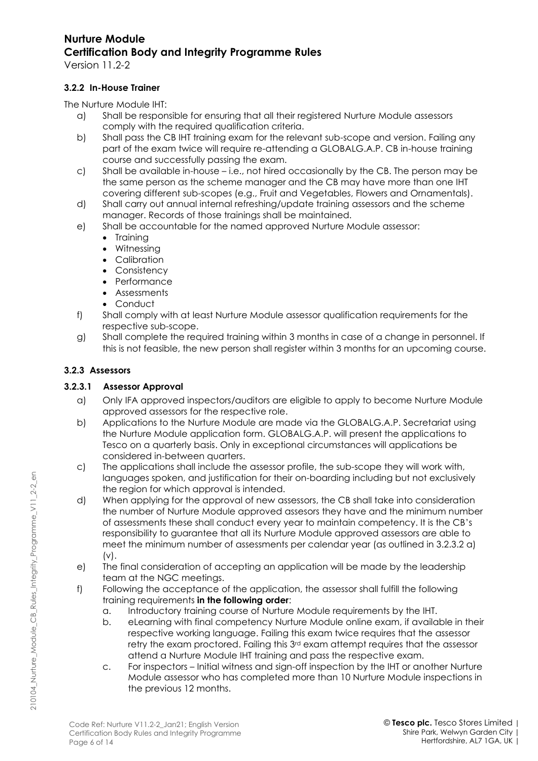### 3.2.2 In-House Trainer

The Nurture Module IHT:

a) Shall be responsible for ensuring that all their registered Nurture Module assessors comply with the required qualification criteria.
b) Shall pass the CB IHT training exam for the relevant sub-scope and version. Failing any part of the exam twice will require re-attending a GLOBALG.A.P. CB in-house training course and successfully passing the exam.
c) Shall be available in-house – i.e., not hired occasionally by the CB. The person may be the same person as the scheme manager and the CB may have more than one IHT covering different sub-scopes (e.g., Fruit and Vegetables, Flowers and Ornamentals).
d) Shall carry out annual internal refreshing/update training assessors and the scheme manager. Records of those trainings shall be maintained.
e) Shall be accountable for the named approved Nurture Module assessor:
   - Training
   - Witnessing
   - Calibration
   - Consistency
   - Performance
   - Assessments
   - Conduct
f) Shall comply with at least Nurture Module assessor qualification requirements for the respective sub-scope.
g) Shall complete the required training within 3 months in case of a change in personnel. If this is not feasible, the new person shall register within 3 months for an upcoming course.

### 3.2.3 Assessors

#### 3.2.3.1 Assessor Approval

a) Only IFA approved inspectors/auditors are eligible to apply to become Nurture Module approved assessors for the respective role.
b) Applications to the Nurture Module are made via the GLOBALG.A.P. Secretariat using the Nurture Module application form. GLOBALG.A.P. will present the applications to Tesco on a quarterly basis. Only in exceptional circumstances will applications be considered in-between quarters.
c) The applications shall include the assessor profile, the sub-scope they will work with, languages spoken, and justification for their on-boarding including but not exclusively the region for which approval is intended.
d) When applying for the approval of new assessors, the CB shall take into consideration the number of Nurture Module approved assesors they have and the minimum number of assessments these shall conduct every year to maintain competency. It is the CB's responsibility to guarantee that all its Nurture Module approved assessors are able to meet the minimum number of assessments per calendar year (as outlined in 3.2.3.2 a) (v).
e) The final consideration of accepting an application will be made by the leadership team at the NGC meetings.
f) Following the acceptance of the application, the assessor shall fulfill the following training requirements **in the following order**:
   a. Introductory training course of Nurture Module requirements by the IHT.
   b. eLearning with final competency Nurture Module online exam, if available in their respective working language. Failing this exam twice requires that the assessor retry the exam proctored. Failing this 3rd exam attempt requires that the assessor attend a Nurture Module IHT training and pass the respective exam.
   c. For inspectors – Initial witness and sign-off inspection by the IHT or another Nurture Module assessor who has completed more than 10 Nurture Module inspections in the previous 12 months.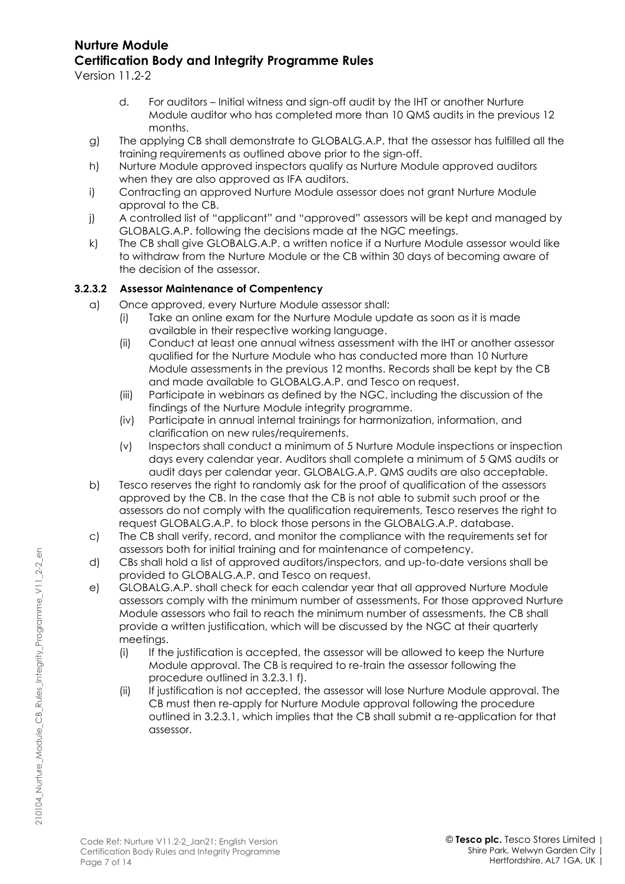d. For auditors – Initial witness and sign-off audit by the IHT or another Nurture Module auditor who has completed more than 10 QMS audits in the previous 12 months.

g) The applying CB shall demonstrate to GLOBALG.A.P. that the assessor has fulfilled all the training requirements as outlined above prior to the sign-off.

h) Nurture Module approved inspectors qualify as Nurture Module approved auditors when they are also approved as IFA auditors.

i) Contracting an approved Nurture Module assessor does not grant Nurture Module approval to the CB.

j) A controlled list of "applicant" and "approved" assessors will be kept and managed by GLOBALG.A.P. following the decisions made at the NGC meetings.

k) The CB shall give GLOBALG.A.P. a written notice if a Nurture Module assessor would like to withdraw from the Nurture Module or the CB within 30 days of becoming aware of the decision of the assessor.

#### 3.2.3.2 Assessor Maintenance of Compentency

a) Once approved, every Nurture Module assessor shall:
   (i) Take an online exam for the Nurture Module update as soon as it is made available in their respective working language.
   (ii) Conduct at least one annual witness assessment with the IHT or another assessor qualified for the Nurture Module who has conducted more than 10 Nurture Module assessments in the previous 12 months. Records shall be kept by the CB and made available to GLOBALG.A.P. and Tesco on request.
   (iii) Participate in webinars as defined by the NGC, including the discussion of the findings of the Nurture Module integrity programme.
   (iv) Participate in annual internal trainings for harmonization, information, and clarification on new rules/requirements.
   (v) Inspectors shall conduct a minimum of 5 Nurture Module inspections or inspection days every calendar year. Auditors shall complete a minimum of 5 QMS audits or audit days per calendar year. GLOBALG.A.P. QMS audits are also acceptable.

b) Tesco reserves the right to randomly ask for the proof of qualification of the assessors approved by the CB. In the case that the CB is not able to submit such proof or the assessors do not comply with the qualification requirements, Tesco reserves the right to request GLOBALG.A.P. to block those persons in the GLOBALG.A.P. database.

c) The CB shall verify, record, and monitor the compliance with the requirements set for assessors both for initial training and for maintenance of competency.

d) CBs shall hold a list of approved auditors/inspectors, and up-to-date versions shall be provided to GLOBALG.A.P. and Tesco on request.

e) GLOBALG.A.P. shall check for each calendar year that all approved Nurture Module assessors comply with the minimum number of assessments. For those approved Nurture Module assessors who fail to reach the minimum number of assessments, the CB shall provide a written justification, which will be discussed by the NGC at their quarterly meetings.
   (i) If the justification is accepted, the assessor will be allowed to keep the Nurture Module approval. The CB is required to re-train the assessor following the procedure outlined in 3.2.3.1 f).
   (ii) If justification is not accepted, the assessor will lose Nurture Module approval. The CB must then re-apply for Nurture Module approval following the procedure outlined in 3.2.3.1, which implies that the CB shall submit a re-application for that assessor.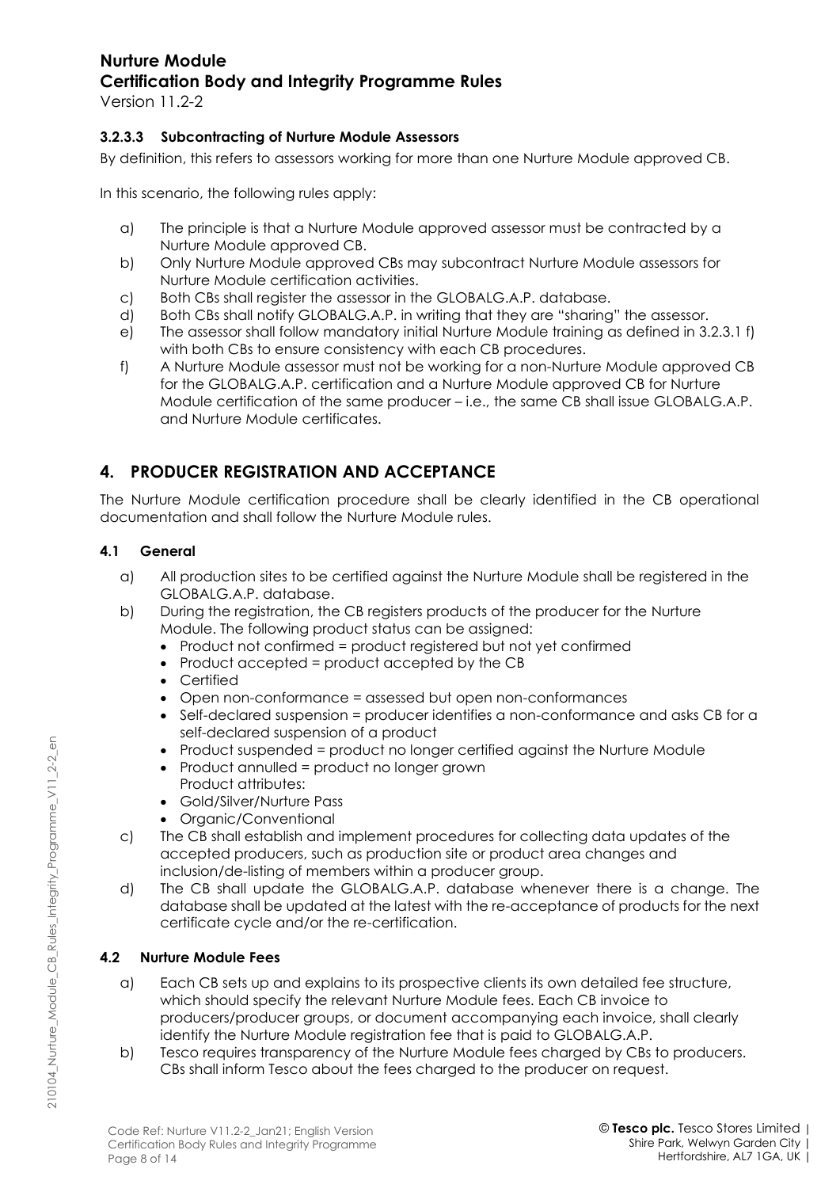#### 3.2.3.3 Subcontracting of Nurture Module Assessors

By definition, this refers to assessors working for more than one Nurture Module approved CB.

In this scenario, the following rules apply:

a) The principle is that a Nurture Module approved assessor must be contracted by a Nurture Module approved CB.
b) Only Nurture Module approved CBs may subcontract Nurture Module assessors for Nurture Module certification activities.
c) Both CBs shall register the assessor in the GLOBALG.A.P. database.
d) Both CBs shall notify GLOBALG.A.P. in writing that they are "sharing" the assessor.
e) The assessor shall follow mandatory initial Nurture Module training as defined in 3.2.3.1 f) with both CBs to ensure consistency with each CB procedures.
f) A Nurture Module assessor must not be working for a non-Nurture Module approved CB for the GLOBALG.A.P. certification and a Nurture Module approved CB for Nurture Module certification of the same producer – i.e., the same CB shall issue GLOBALG.A.P. and Nurture Module certificates.

## 4. PRODUCER REGISTRATION AND ACCEPTANCE

The Nurture Module certification procedure shall be clearly identified in the CB operational documentation and shall follow the Nurture Module rules.

### 4.1 General

a) All production sites to be certified against the Nurture Module shall be registered in the GLOBALG.A.P. database.
b) During the registration, the CB registers products of the producer for the Nurture Module. The following product status can be assigned:
   - Product not confirmed = product registered but not yet confirmed
   - Product accepted = product accepted by the CB
   - Certified
   - Open non-conformance = assessed but open non-conformances
   - Self-declared suspension = producer identifies a non-conformance and asks CB for a self-declared suspension of a product
   - Product suspended = product no longer certified against the Nurture Module
   - Product annulled = product no longer grown

   Product attributes:
   - Gold/Silver/Nurture Pass
   - Organic/Conventional
c) The CB shall establish and implement procedures for collecting data updates of the accepted producers, such as production site or product area changes and inclusion/de-listing of members within a producer group.
d) The CB shall update the GLOBALG.A.P. database whenever there is a change. The database shall be updated at the latest with the re-acceptance of products for the next certificate cycle and/or the re-certification.

### 4.2 Nurture Module Fees

a) Each CB sets up and explains to its prospective clients its own detailed fee structure, which should specify the relevant Nurture Module fees. Each CB invoice to producers/producer groups, or document accompanying each invoice, shall clearly identify the Nurture Module registration fee that is paid to GLOBALG.A.P.
b) Tesco requires transparency of the Nurture Module fees charged by CBs to producers. CBs shall inform Tesco about the fees charged to the producer on request.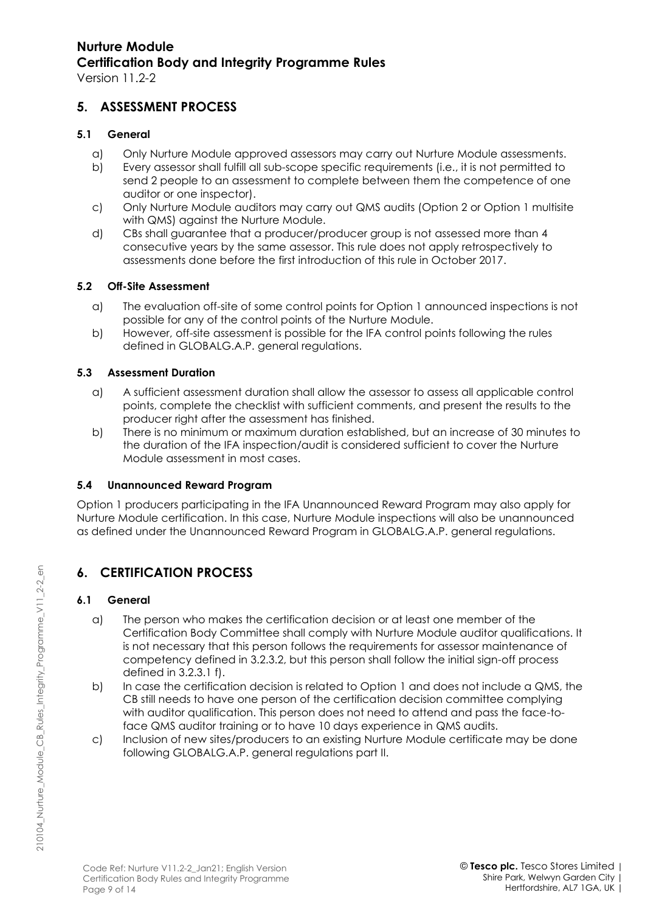## 5. ASSESSMENT PROCESS

### 5.1 General

a) Only Nurture Module approved assessors may carry out Nurture Module assessments.

b) Every assessor shall fulfill all sub-scope specific requirements (i.e., it is not permitted to send 2 people to an assessment to complete between them the competence of one auditor or one inspector).

c) Only Nurture Module auditors may carry out QMS audits (Option 2 or Option 1 multisite with QMS) against the Nurture Module.

d) CBs shall guarantee that a producer/producer group is not assessed more than 4 consecutive years by the same assessor. This rule does not apply retrospectively to assessments done before the first introduction of this rule in October 2017.

### 5.2 Off-Site Assessment

a) The evaluation off-site of some control points for Option 1 announced inspections is not possible for any of the control points of the Nurture Module.

b) However, off-site assessment is possible for the IFA control points following the rules defined in GLOBALG.A.P. general regulations.

### 5.3 Assessment Duration

a) A sufficient assessment duration shall allow the assessor to assess all applicable control points, complete the checklist with sufficient comments, and present the results to the producer right after the assessment has finished.

b) There is no minimum or maximum duration established, but an increase of 30 minutes to the duration of the IFA inspection/audit is considered sufficient to cover the Nurture Module assessment in most cases.

### 5.4 Unannounced Reward Program

Option 1 producers participating in the IFA Unannounced Reward Program may also apply for Nurture Module certification. In this case, Nurture Module inspections will also be unannounced as defined under the Unannounced Reward Program in GLOBALG.A.P. general regulations.

## 6. CERTIFICATION PROCESS

### 6.1 General

a) The person who makes the certification decision or at least one member of the Certification Body Committee shall comply with Nurture Module auditor qualifications. It is not necessary that this person follows the requirements for assessor maintenance of competency defined in 3.2.3.2, but this person shall follow the initial sign-off process defined in 3.2.3.1 f).

b) In case the certification decision is related to Option 1 and does not include a QMS, the CB still needs to have one person of the certification decision committee complying with auditor qualification. This person does not need to attend and pass the face-to-face QMS auditor training or to have 10 days experience in QMS audits.

c) Inclusion of new sites/producers to an existing Nurture Module certificate may be done following GLOBALG.A.P. general regulations part II.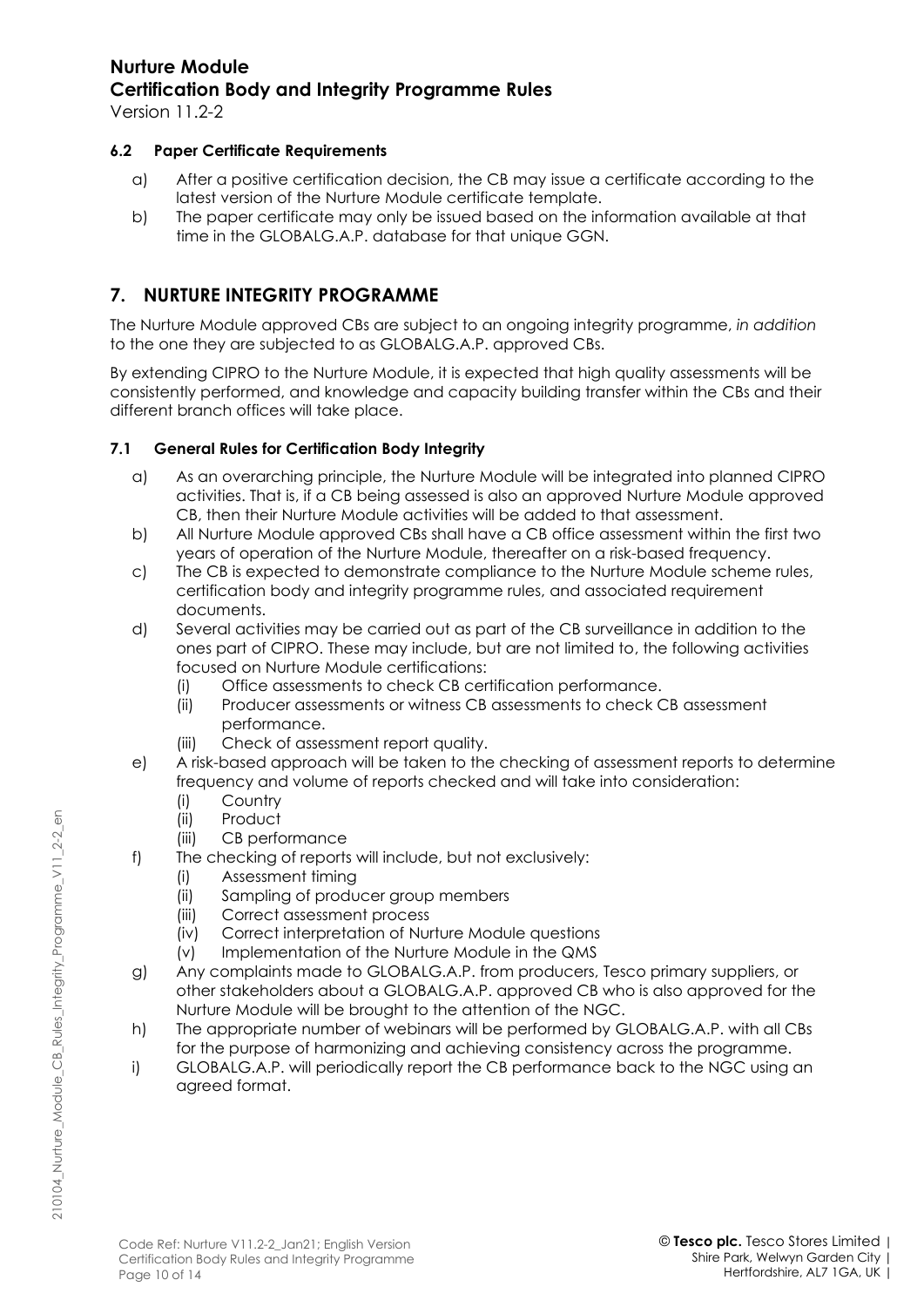### 6.2 Paper Certificate Requirements

a) After a positive certification decision, the CB may issue a certificate according to the latest version of the Nurture Module certificate template.

b) The paper certificate may only be issued based on the information available at that time in the GLOBALG.A.P. database for that unique GGN.

## 7. NURTURE INTEGRITY PROGRAMME

The Nurture Module approved CBs are subject to an ongoing integrity programme, *in addition* to the one they are subjected to as GLOBALG.A.P. approved CBs.

By extending CIPRO to the Nurture Module, it is expected that high quality assessments will be consistently performed, and knowledge and capacity building transfer within the CBs and their different branch offices will take place.

### 7.1 General Rules for Certification Body Integrity

a) As an overarching principle, the Nurture Module will be integrated into planned CIPRO activities. That is, if a CB being assessed is also an approved Nurture Module approved CB, then their Nurture Module activities will be added to that assessment.

b) All Nurture Module approved CBs shall have a CB office assessment within the first two years of operation of the Nurture Module, thereafter on a risk-based frequency.

c) The CB is expected to demonstrate compliance to the Nurture Module scheme rules, certification body and integrity programme rules, and associated requirement documents.

d) Several activities may be carried out as part of the CB surveillance in addition to the ones part of CIPRO. These may include, but are not limited to, the following activities focused on Nurture Module certifications:
   - (i) Office assessments to check CB certification performance.
   - (ii) Producer assessments or witness CB assessments to check CB assessment performance.
   - (iii) Check of assessment report quality.

e) A risk-based approach will be taken to the checking of assessment reports to determine frequency and volume of reports checked and will take into consideration:
   - (i) Country
   - (ii) Product
   - (iii) CB performance

f) The checking of reports will include, but not exclusively:
   - (i) Assessment timing
   - (ii) Sampling of producer group members
   - (iii) Correct assessment process
   - (iv) Correct interpretation of Nurture Module questions
   - (v) Implementation of the Nurture Module in the QMS

g) Any complaints made to GLOBALG.A.P. from producers, Tesco primary suppliers, or other stakeholders about a GLOBALG.A.P. approved CB who is also approved for the Nurture Module will be brought to the attention of the NGC.

h) The appropriate number of webinars will be performed by GLOBALG.A.P. with all CBs for the purpose of harmonizing and achieving consistency across the programme.

i) GLOBALG.A.P. will periodically report the CB performance back to the NGC using an agreed format.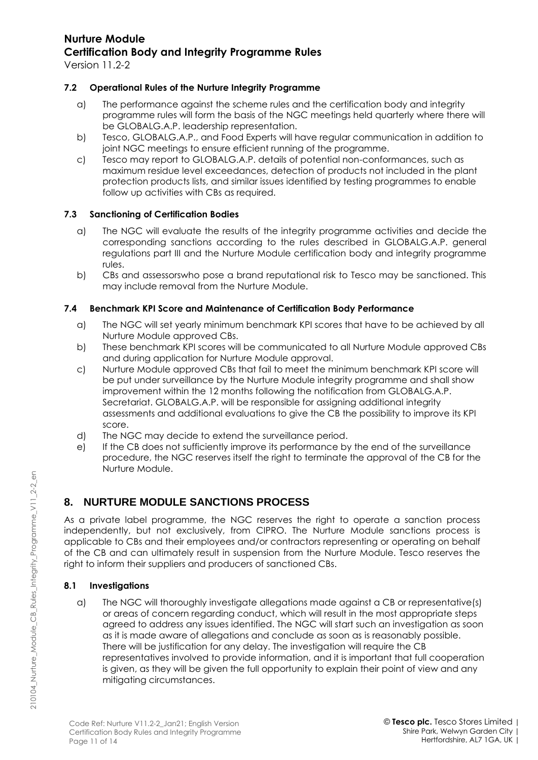### 7.2 Operational Rules of the Nurture Integrity Programme

a) The performance against the scheme rules and the certification body and integrity programme rules will form the basis of the NGC meetings held quarterly where there will be GLOBALG.A.P. leadership representation.

b) Tesco, GLOBALG.A.P., and Food Experts will have regular communication in addition to joint NGC meetings to ensure efficient running of the programme.

c) Tesco may report to GLOBALG.A.P. details of potential non-conformances, such as maximum residue level exceedances, detection of products not included in the plant protection products lists, and similar issues identified by testing programmes to enable follow up activities with CBs as required.

### 7.3 Sanctioning of Certification Bodies

a) The NGC will evaluate the results of the integrity programme activities and decide the corresponding sanctions according to the rules described in GLOBALG.A.P. general regulations part III and the Nurture Module certification body and integrity programme rules.

b) CBs and assessorswho pose a brand reputational risk to Tesco may be sanctioned. This may include removal from the Nurture Module.

### 7.4 Benchmark KPI Score and Maintenance of Certification Body Performance

a) The NGC will set yearly minimum benchmark KPI scores that have to be achieved by all Nurture Module approved CBs.

b) These benchmark KPI scores will be communicated to all Nurture Module approved CBs and during application for Nurture Module approval.

c) Nurture Module approved CBs that fail to meet the minimum benchmark KPI score will be put under surveillance by the Nurture Module integrity programme and shall show improvement within the 12 months following the notification from GLOBALG.A.P. Secretariat. GLOBALG.A.P. will be responsible for assigning additional integrity assessments and additional evaluations to give the CB the possibility to improve its KPI score.

d) The NGC may decide to extend the surveillance period.

e) If the CB does not sufficiently improve its performance by the end of the surveillance procedure, the NGC reserves itself the right to terminate the approval of the CB for the Nurture Module.

## 8. NURTURE MODULE SANCTIONS PROCESS

As a private label programme, the NGC reserves the right to operate a sanction process independently, but not exclusively, from CIPRO. The Nurture Module sanctions process is applicable to CBs and their employees and/or contractors representing or operating on behalf of the CB and can ultimately result in suspension from the Nurture Module. Tesco reserves the right to inform their suppliers and producers of sanctioned CBs.

### 8.1 Investigations

a) The NGC will thoroughly investigate allegations made against a CB or representative(s) or areas of concern regarding conduct, which will result in the most appropriate steps agreed to address any issues identified. The NGC will start such an investigation as soon as it is made aware of allegations and conclude as soon as is reasonably possible. There will be justification for any delay. The investigation will require the CB representatives involved to provide information, and it is important that full cooperation is given, as they will be given the full opportunity to explain their point of view and any mitigating circumstances.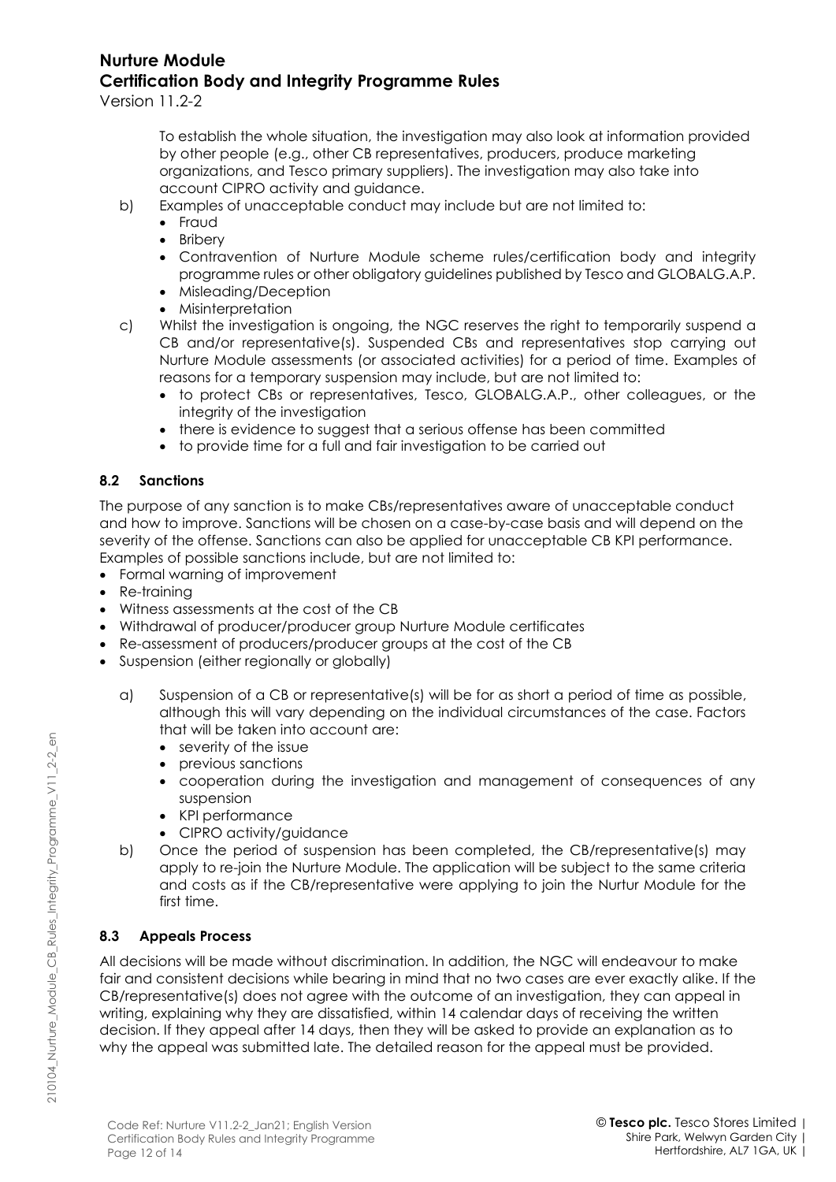To establish the whole situation, the investigation may also look at information provided by other people (e.g., other CB representatives, producers, produce marketing organizations, and Tesco primary suppliers). The investigation may also take into account CIPRO activity and guidance.

b) Examples of unacceptable conduct may include but are not limited to:
   - Fraud
   - Bribery
   - Contravention of Nurture Module scheme rules/certification body and integrity programme rules or other obligatory guidelines published by Tesco and GLOBALG.A.P.
   - Misleading/Deception
   - Misinterpretation

c) Whilst the investigation is ongoing, the NGC reserves the right to temporarily suspend a CB and/or representative(s). Suspended CBs and representatives stop carrying out Nurture Module assessments (or associated activities) for a period of time. Examples of reasons for a temporary suspension may include, but are not limited to:
   - to protect CBs or representatives, Tesco, GLOBALG.A.P., other colleagues, or the integrity of the investigation
   - there is evidence to suggest that a serious offense has been committed
   - to provide time for a full and fair investigation to be carried out

### 8.2 Sanctions

The purpose of any sanction is to make CBs/representatives aware of unacceptable conduct and how to improve. Sanctions will be chosen on a case-by-case basis and will depend on the severity of the offense. Sanctions can also be applied for unacceptable CB KPI performance. Examples of possible sanctions include, but are not limited to:

- Formal warning of improvement
- Re-training
- Witness assessments at the cost of the CB
- Withdrawal of producer/producer group Nurture Module certificates
- Re-assessment of producers/producer groups at the cost of the CB
- Suspension (either regionally or globally)

a) Suspension of a CB or representative(s) will be for as short a period of time as possible, although this will vary depending on the individual circumstances of the case. Factors that will be taken into account are:
   - severity of the issue
   - previous sanctions
   - cooperation during the investigation and management of consequences of any suspension
   - KPI performance
   - CIPRO activity/guidance

b) Once the period of suspension has been completed, the CB/representative(s) may apply to re-join the Nurture Module. The application will be subject to the same criteria and costs as if the CB/representative were applying to join the Nurtur Module for the first time.

### 8.3 Appeals Process

All decisions will be made without discrimination. In addition, the NGC will endeavour to make fair and consistent decisions while bearing in mind that no two cases are ever exactly alike. If the CB/representative(s) does not agree with the outcome of an investigation, they can appeal in writing, explaining why they are dissatisfied, within 14 calendar days of receiving the written decision. If they appeal after 14 days, then they will be asked to provide an explanation as to why the appeal was submitted late. The detailed reason for the appeal must be provided.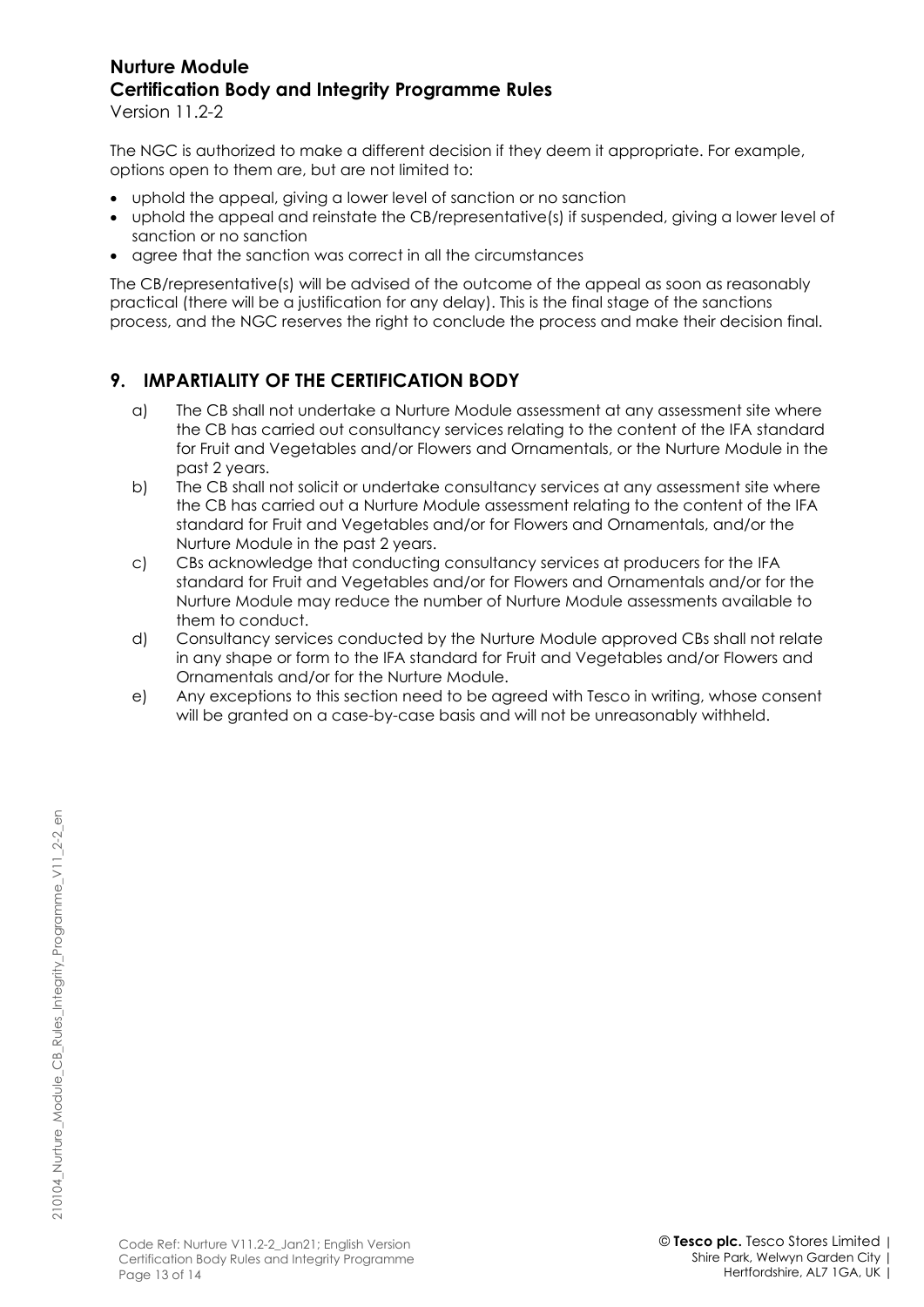The NGC is authorized to make a different decision if they deem it appropriate. For example, options open to them are, but are not limited to:

- uphold the appeal, giving a lower level of sanction or no sanction
- uphold the appeal and reinstate the CB/representative(s) if suspended, giving a lower level of sanction or no sanction
- agree that the sanction was correct in all the circumstances

The CB/representative(s) will be advised of the outcome of the appeal as soon as reasonably practical (there will be a justification for any delay). This is the final stage of the sanctions process, and the NGC reserves the right to conclude the process and make their decision final.

## 9. IMPARTIALITY OF THE CERTIFICATION BODY

a) The CB shall not undertake a Nurture Module assessment at any assessment site where the CB has carried out consultancy services relating to the content of the IFA standard for Fruit and Vegetables and/or Flowers and Ornamentals, or the Nurture Module in the past 2 years.

b) The CB shall not solicit or undertake consultancy services at any assessment site where the CB has carried out a Nurture Module assessment relating to the content of the IFA standard for Fruit and Vegetables and/or for Flowers and Ornamentals, and/or the Nurture Module in the past 2 years.

c) CBs acknowledge that conducting consultancy services at producers for the IFA standard for Fruit and Vegetables and/or for Flowers and Ornamentals and/or for the Nurture Module may reduce the number of Nurture Module assessments available to them to conduct.

d) Consultancy services conducted by the Nurture Module approved CBs shall not relate in any shape or form to the IFA standard for Fruit and Vegetables and/or Flowers and Ornamentals and/or for the Nurture Module.

e) Any exceptions to this section need to be agreed with Tesco in writing, whose consent will be granted on a case-by-case basis and will not be unreasonably withheld.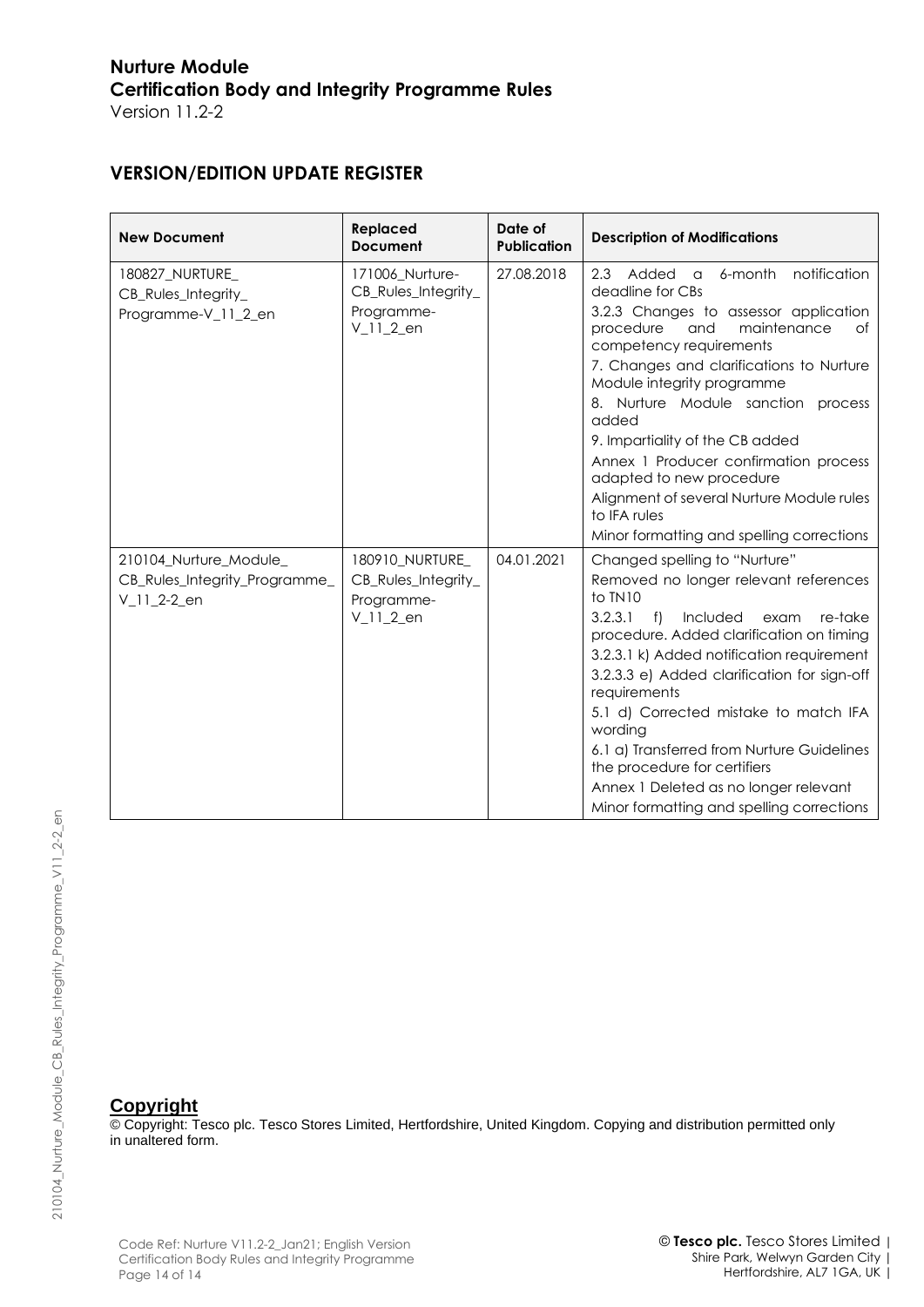# Nurture Module
## Certification Body and Integrity Programme Rules
Version 11.2-2

## VERSION/EDITION UPDATE REGISTER

| New Document | Replaced Document | Date of Publication | Description of Modifications |
|---|---|---|---|
| 180827_NURTURE_ CB_Rules_Integrity_ Programme-V_11_2_en | 171006_Nurture-CB_Rules_Integrity_ Programme-V_11_2_en | 27.08.2018 | 2.3 Added a 6-month notification deadline for CBs<br>3.2.3 Changes to assessor application procedure and maintenance of competency requirements<br>7. Changes and clarifications to Nurture Module integrity programme<br>8. Nurture Module sanction process added<br>9. Impartiality of the CB added<br>Annex 1 Producer confirmation process adapted to new procedure<br>Alignment of several Nurture Module rules to IFA rules<br>Minor formatting and spelling corrections |
| 210104_Nurture_Module_ CB_Rules_Integrity_Programme_ V_11_2-2_en | 180910_NURTURE_ CB_Rules_Integrity_ Programme-V_11_2_en | 04.01.2021 | Changed spelling to "Nurture"<br>Removed no longer relevant references to TN10<br>3.2.3.1 f) Included exam re-take procedure. Added clarification on timing<br>3.2.3.1 k) Added notification requirement<br>3.2.3.3 e) Added clarification for sign-off requirements<br>5.1 d) Corrected mistake to match IFA wording<br>6.1 a) Transferred from Nurture Guidelines the procedure for certifiers<br>Annex 1 Deleted as no longer relevant<br>Minor formatting and spelling corrections |

**Copyright**

© Copyright: Tesco plc. Tesco Stores Limited, Hertfordshire, United Kingdom. Copying and distribution permitted only in unaltered form.